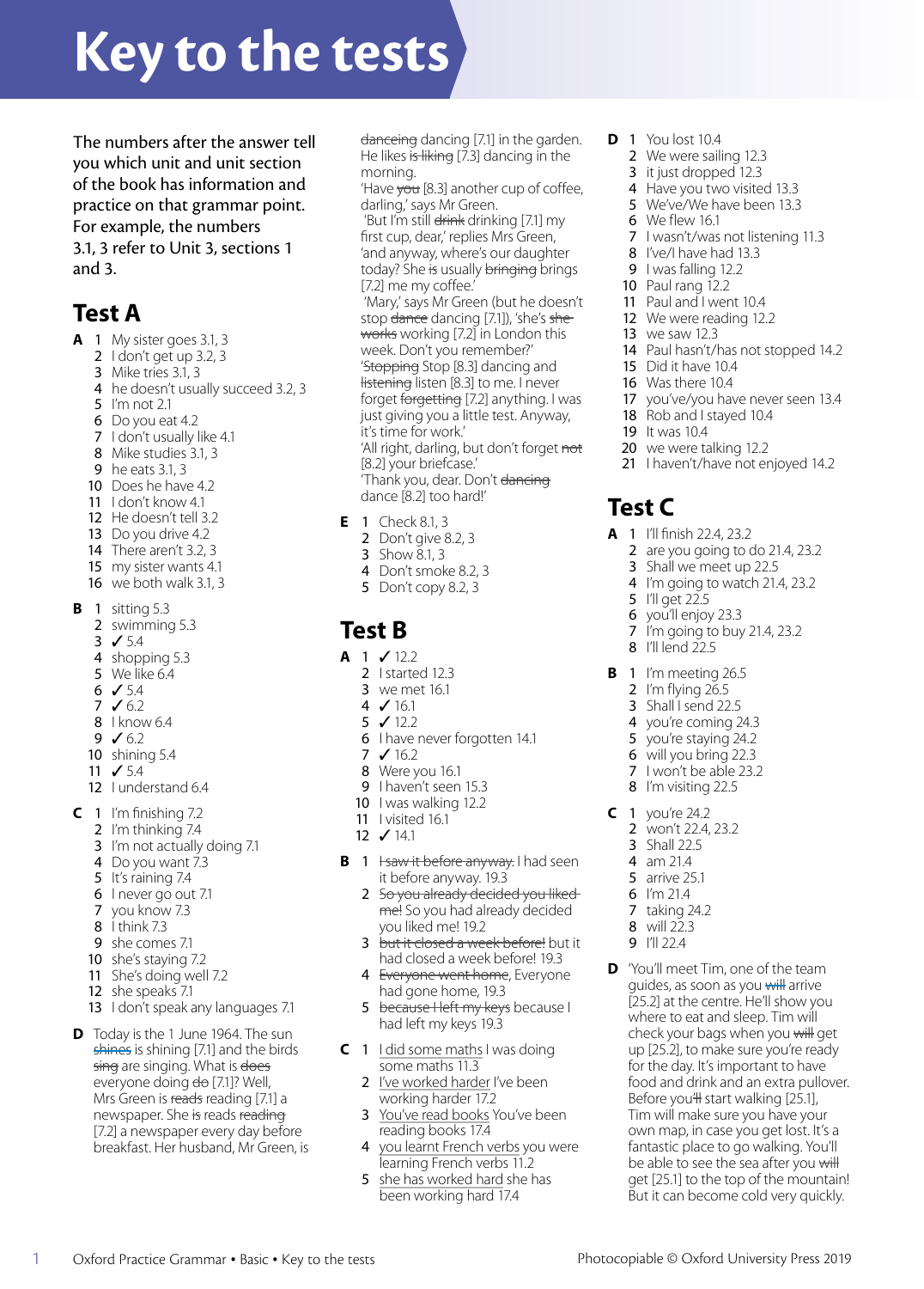# Key to the tests

The numbers after the answer tell you which unit and unit section of the book has information and practice on that grammar point. For example, the numbers 3.1, 3 refer to Unit 3, sections 1 and 3.

## Test A

**A**
1. My sister goes 3.1, 3
2. I don't get up 3.2, 3
3. Mike tries 3.1, 3
4. he doesn't usually succeed 3.2, 3
5. I'm not 2.1
6. Do you eat 4.2
7. I don't usually like 4.1
8. Mike studies 3.1, 3
9. he eats 3.1, 3
10. Does he have 4.2
11. I don't know 4.1
12. He doesn't tell 3.2
13. Do you drive 4.2
14. There aren't 3.2, 3
15. my sister wants 4.1
16. we both walk 3.1, 3

**B**
1. sitting 5.3
2. swimming 5.3
3. ✓ 5.4
4. shopping 5.3
5. We like 6.4
6. ✓ 5.4
7. ✓ 6.2
8. I know 6.4
9. ✓ 6.2
10. shining 5.4
11. ✓ 5.4
12. I understand 6.4

**C**
1. I'm finishing 7.2
2. I'm thinking 7.4
3. I'm not actually doing 7.1
4. Do you want 7.3
5. It's raining 7.4
6. I never go out 7.1
7. you know 7.3
8. I think 7.3
9. she comes 7.1
10. she's staying 7.2
11. She's doing well 7.2
12. she speaks 7.1
13. I don't speak any languages 7.1

**D** Today is the 1 June 1964. The sun ~~shines~~ is shining [7.1] and the birds ~~sing~~ are singing. What is ~~does~~ everyone doing ~~do~~ [7.1]? Well, Mrs Green is ~~reads~~ reading [7.1] a newspaper. She ~~is~~ reads ~~reading~~ [7.2] a newspaper every day before breakfast. Her husband, Mr Green, is ~~danceing~~ dancing [7.1] in the garden. He likes ~~is liking~~ [7.3] dancing in the morning.
'Have ~~you~~ [8.3] another cup of coffee, darling,' says Mr Green.
'But I'm still ~~drink~~ drinking [7.1] my first cup, dear,' replies Mrs Green, 'and anyway, where's our daughter today? She ~~is~~ usually ~~bringing~~ brings [7.2] me my coffee.'
'Mary,' says Mr Green (but he doesn't stop ~~dance~~ dancing [7.1]), 'she's ~~she works~~ working [7.2] in London this week. Don't you remember?'
'~~Stopping~~ Stop [8.3] dancing and ~~listening~~ listen [8.3] to me. I never forget ~~forgetting~~ [7.2] anything. I was just giving you a little test. Anyway, it's time for work.'
'All right, darling, but don't forget ~~not~~ [8.2] your briefcase.'
'Thank you, dear. Don't ~~dancing~~ dance [8.2] too hard!'

**E**
1. Check 8.1, 3
2. Don't give 8.2, 3
3. Show 8.1, 3
4. Don't smoke 8.2, 3
5. Don't copy 8.2, 3

## Test B

**A**
1. ✓ 12.2
2. I started 12.3
3. we met 16.1
4. ✓ 16.1
5. ✓ 12.2
6. I have never forgotten 14.1
7. ✓ 16.2
8. Were you 16.1
9. I haven't seen 15.3
10. I was walking 12.2
11. I visited 16.1
12. ✓ 14.1

**B**
1. ~~I saw it before anyway.~~ I had seen it before anyway. 19.3
2. ~~So you already decided you liked me!~~ So you had already decided you liked me! 19.2
3. ~~but it closed a week before!~~ but it had closed a week before! 19.3
4. ~~Everyone went home~~, Everyone had gone home, 19.3
5. ~~because I left my keys~~ because I had left my keys 19.3

**C**
1. I did some maths I was doing some maths 11.3
2. I've worked harder I've been working harder 17.2
3. You've read books You've been reading books 17.4
4. you learnt French verbs you were learning French verbs 11.2
5. she has worked hard she has been working hard 17.4

**D**
1. You lost 10.4
2. We were sailing 12.3
3. it just dropped 12.3
4. Have you two visited 13.3
5. We've/We have been 13.3
6. We flew 16.1
7. I wasn't/was not listening 11.3
8. I've/I have had 13.3
9. I was falling 12.2
10. Paul rang 12.2
11. Paul and I went 10.4
12. We were reading 12.2
13. we saw 12.3
14. Paul hasn't/has not stopped 14.2
15. Did it have 10.4
16. Was there 10.4
17. you've/you have never seen 13.4
18. Rob and I stayed 10.4
19. It was 10.4
20. we were talking 12.2
21. I haven't/have not enjoyed 14.2

## Test C

**A**
1. I'll finish 22.4, 23.2
2. are you going to do 21.4, 23.2
3. Shall we meet up 22.5
4. I'm going to watch 21.4, 23.2
5. I'll get 22.5
6. you'll enjoy 23.3
7. I'm going to buy 21.4, 23.2
8. I'll lend 22.5

**B**
1. I'm meeting 26.5
2. I'm flying 26.5
3. Shall I send 22.5
4. you're coming 24.3
5. you're staying 24.2
6. will you bring 22.3
7. I won't be able 23.2
8. I'm visiting 22.5

**C**
1. you're 24.2
2. won't 22.4, 23.2
3. Shall 22.5
4. am 21.4
5. arrive 25.1
6. I'm 21.4
7. taking 24.2
8. will 22.3
9. I'll 22.4

**D** 'You'll meet Tim, one of the team guides, as soon as you ~~will~~ arrive [25.2] at the centre. He'll show you where to eat and sleep. Tim will check your bags when you ~~will~~ get up [25.2], to make sure you're ready for the day. It's important to have food and drink and an extra pullover. Before you~~'ll~~ start walking [25.1], Tim will make sure you have your own map, in case you get lost. It's a fantastic place to go walking. You'll be able to see the sea after you ~~will~~ get [25.1] to the top of the mountain! But it can become cold very quickly.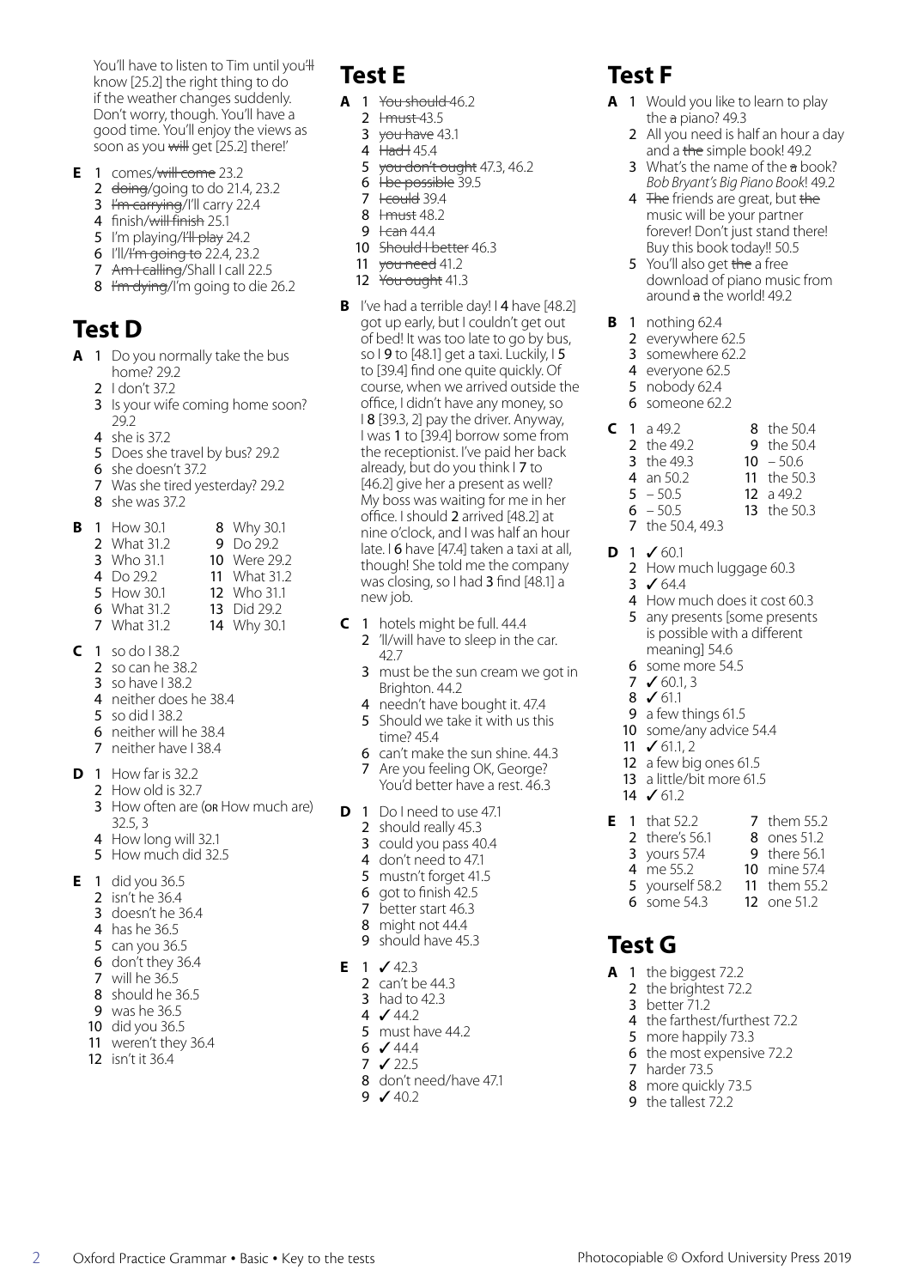You'll have to listen to Tim until you'll know [25.2] the right thing to do if the weather changes suddenly. Don't worry, though. You'll have a good time. You'll enjoy the views as soon as you will get [25.2] there!'

**E**
1. comes/~~will come~~ 23.2
2. ~~doing~~/going to do 21.4, 23.2
3. ~~I'm carrying~~/I'll carry 22.4
4. finish/~~will finish~~ 25.1
5. I'm playing/~~I'll play~~ 24.2
6. I'll/~~I'm going to~~ 22.4, 23.2
7. ~~Am I calling~~/Shall I call 22.5
8. ~~I'm dying~~/I'm going to die 26.2

## Test D

**A**
1. Do you normally take the bus home? 29.2
2. I don't 37.2
3. Is your wife coming home soon? 29.2
4. she is 37.2
5. Does she travel by bus? 29.2
6. she doesn't 37.2
7. Was she tired yesterday? 29.2
8. she was 37.2

**B**
1. How 30.1
2. What 31.2
3. Who 31.1
4. Do 29.2
5. How 30.1
6. What 31.2
7. What 31.2
8. Why 30.1
9. Do 29.2
10. Were 29.2
11. What 31.2
12. Who 31.1
13. Did 29.2
14. Why 30.1

**C**
1. so do I 38.2
2. so can he 38.2
3. so have I 38.2
4. neither does he 38.4
5. so did I 38.2
6. neither will he 38.4
7. neither have I 38.4

**D**
1. How far is 32.2
2. How old is 32.7
3. How often are (OR How much are) 32.5, 3
4. How long will 32.1
5. How much did 32.5

**E**
1. did you 36.5
2. isn't he 36.4
3. doesn't he 36.4
4. has he 36.5
5. can you 36.5
6. don't they 36.4
7. will he 36.5
8. should he 36.5
9. was he 36.5
10. did you 36.5
11. weren't they 36.4
12. isn't it 36.4

## Test E

**A**
1. ~~You should~~ 46.2
2. ~~I must~~ 43.5
3. ~~you have~~ 43.1
4. ~~Had I~~ 45.4
5. ~~you don't ought~~ 47.3, 46.2
6. ~~I be possible~~ 39.5
7. ~~I could~~ 39.4
8. ~~I must~~ 48.2
9. ~~I can~~ 44.4
10. ~~Should I better~~ 46.3
11. ~~you need~~ 41.2
12. ~~You ought~~ 41.3

**B** I've had a terrible day! I **4** have [48.2] got up early, but I couldn't get out of bed! It was too late to go by bus, so I **9** to [48.1] get a taxi. Luckily, I **5** to [39.4] find one quite quickly. Of course, when we arrived outside the office, I didn't have any money, so I **8** [39.3, 2] pay the driver. Anyway, I was **1** to [39.4] borrow some from the receptionist. I've paid her back already, but do you think I **7** to [46.2] give her a present as well? My boss was waiting for me in her office. I should **2** arrived [48.2] at nine o'clock, and I was half an hour late. I **6** have [47.4] taken a taxi at all, though! She told me the company was closing, so I had **3** find [48.1] a new job.

**C**
1. hotels might be full. 44.4
2. 'll/will have to sleep in the car. 42.7
3. must be the sun cream we got in Brighton. 44.2
4. needn't have bought it. 47.4
5. Should we take it with us this time? 45.4
6. can't make the sun shine. 44.3
7. Are you feeling OK, George? You'd better have a rest. 46.3

**D**
1. Do I need to use 47.1
2. should really 45.3
3. could you pass 40.4
4. don't need to 47.1
5. mustn't forget 41.5
6. got to finish 42.5
7. better start 46.3
8. might not 44.4
9. should have 45.3

**E**
1. ✓ 42.3
2. can't be 44.3
3. had to 42.3
4. ✓ 44.2
5. must have 44.2
6. ✓ 44.4
7. ✓ 22.5
8. don't need/have 47.1
9. ✓ 40.2

## Test F

**A**
1. Would you like to learn to play the ~~a~~ piano? 49.3
2. All you need is half an hour a day and a ~~the~~ simple book! 49.2
3. What's the name of the ~~a~~ book? *Bob Bryant's Big Piano Book*! 49.2
4. ~~The~~ friends are great, but ~~the~~ music will be your partner forever! Don't just stand there! Buy this book today!! 50.5
5. You'll also get ~~the~~ a free download of piano music from around ~~a~~ the world! 49.2

**B**
1. nothing 62.4
2. everywhere 62.5
3. somewhere 62.2
4. everyone 62.5
5. nobody 62.4
6. someone 62.2

**C**
1. a 49.2
2. the 49.2
3. the 49.3
4. an 50.2
5. – 50.5
6. – 50.5
7. the 50.4, 49.3
8. the 50.4
9. the 50.4
10. – 50.6
11. the 50.3
12. a 49.2
13. the 50.3

**D**
1. ✓ 60.1
2. How much luggage 60.3
3. ✓ 64.4
4. How much does it cost 60.3
5. any presents [some presents is possible with a different meaning] 54.6
6. some more 54.5
7. ✓ 60.1, 3
8. ✓ 61.1
9. a few things 61.5
10. some/any advice 54.4
11. ✓ 61.1, 2
12. a few big ones 61.5
13. a little/bit more 61.5
14. ✓ 61.2

**E**
1. that 52.2
2. there's 56.1
3. yours 57.4
4. me 55.2
5. yourself 58.2
6. some 54.3
7. them 55.2
8. ones 51.2
9. there 56.1
10. mine 57.4
11. them 55.2
12. one 51.2

## Test G

**A**
1. the biggest 72.2
2. the brightest 72.2
3. better 71.2
4. the farthest/furthest 72.2
5. more happily 73.3
6. the most expensive 72.2
7. harder 73.5
8. more quickly 73.5
9. the tallest 72.2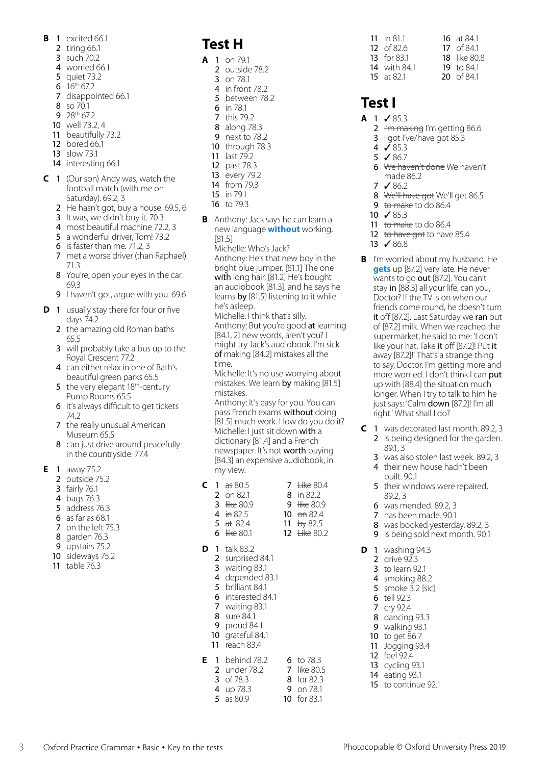**B**
1 excited 66.1
2 tiring 66.1
3 such 70.2
4 worried 66.1
5 quiet 73.2
6 16th 67.2
7 disappointed 66.1
8 so 70.1
9 28th 67.2
10 well 73.2, 4
11 beautifully 73.2
12 bored 66.1
13 slow 73.1
14 interesting 66.1

**C**
1 (Our son) Andy was, watch the football match (with me on Saturday). 69.2, 3
2 He hasn't got, buy a house. 69.5, 6
3 It was, we didn't buy it. 70.3
4 most beautiful machine 72.2, 3
5 a wonderful driver, Tom! 73.2
6 is faster than me. 71.2, 3
7 met a worse driver (than Raphael). 71.3
8 You're, open your eyes in the car. 69.3
9 I haven't got, argue with you. 69.6

**D**
1 usually stay there for four or five days 74.2
2 the amazing old Roman baths 65.5
3 will probably take a bus up to the Royal Crescent 77.2
4 can either relax in one of Bath's beautiful green parks 65.5
5 the very elegant 18th-century Pump Rooms 65.5
6 it's always difficult to get tickets 74.2
7 the really unusual American Museum 65.5
8 can just drive around peacefully in the countryside. 77.4

**E**
1 away 75.2
2 outside 75.2
3 fairly 76.1
4 bags 76.3
5 address 76.3
6 as far as 68.1
7 on the left 75.3
8 garden 76.3
9 upstairs 75.2
10 sideways 75.2
11 table 76.3

# Test H

**A**
1 on 79.1
2 outside 78.2
3 on 78.1
4 in front 78.2
5 between 78.2
6 in 78.1
7 this 79.2
8 along 78.3
9 next to 78.2
10 through 78.3
11 last 79.2
12 past 78.3
13 every 79.2
14 from 79.3
15 in 79.1
16 to 79.3

**B** Anthony: Jack says he can learn a new language **without** working. [81.5]
Michelle: Who's Jack?
Anthony: He's that new boy in the bright blue jumper. [81.1] The one **with** long hair. [81.2] He's bought an audiobook [81.3], and he says he learns **by** [81.5] listening to it while he's asleep.
Michelle: I think that's silly.
Anthony: But you're good **at** learning [84.1, 2] new words, aren't you? I might try Jack's audiobook. I'm sick **of** making [84.2] mistakes all the time.
Michelle: It's no use worrying about mistakes. We learn **by** making [81.5] mistakes.
Anthony: It's easy for you. You can pass French exams **without** doing [81.5] much work. How do you do it?
Michelle: I just sit down **with** a dictionary [81.4] and a French newspaper. It's not **worth** buying [84.3] an expensive audiobook, in my view.

**C**
1 ~~as~~ 80.5
2 ~~on~~ 82.1
3 ~~like~~ 80.9
4 ~~in~~ 82.5
5 ~~at~~ 82.4
6 ~~like~~ 80.1
7 ~~Like~~ 80.4
8 ~~in~~ 82.2
9 ~~like~~ 80.9
10 ~~on~~ 82.4
11 ~~by~~ 82.5
12 ~~Like~~ 80.2

**D**
1 talk 83.2
2 surprised 84.1
3 waiting 83.1
4 depended 83.1
5 brilliant 84.1
6 interested 84.1
7 waiting 83.1
8 sure 84.1
9 proud 84.1
10 grateful 84.1
11 reach 83.4

**E**
1 behind 78.2
2 under 78.2
3 of 78.3
4 up 78.3
5 as 80.9
6 to 78.3
7 like 80.5
8 for 82.3
9 on 78.1
10 for 83.1
11 in 81.1
12 of 82.6
13 for 83.1
14 with 84.1
15 at 82.1
16 at 84.1
17 of 84.1
18 like 80.8
19 to 84.1
20 of 84.1

# Test I

**A**
1 ✓ 85.3
2 ~~I'm making~~ I'm getting 86.6
3 ~~I got~~ I've/have got 85.3
4 ✓ 85.3
5 ✓ 86.7
6 ~~We haven't done~~ We haven't made 86.2
7 ✓ 86.2
8 ~~We'll have got~~ We'll get 86.5
9 ~~to make~~ to do 86.4
10 ✓ 85.3
11 ~~to make~~ to do 86.4
12 ~~to have got~~ to have 85.4
13 ✓ 86.8

**B** I'm worried about my husband. He **gets** up [87.2] very late. He never wants to go **out** [87.2]. You can't stay **in** [88.3] all your life, can you, Doctor? If the TV is on when our friends come round, he doesn't turn **it** off [87.2]. Last Saturday we **ran** out of [87.2] milk. When we reached the supermarket, he said to me: 'I don't like your hat. Take **it** off [87.2]! Put **it** away [87.2]!' That's a strange thing to say, Doctor. I'm getting more and more worried. I don't think I can **put** up with [88.4] the situation much longer. When I try to talk to him he just says: 'Calm **down** [87.2]! I'm all right.' What shall I do?

**C**
1 was decorated last month. 89.2, 3
2 is being designed for the garden. 89.1, 3
3 was also stolen last week. 89.2, 3
4 their new house hadn't been built. 90.1
5 their windows were repaired, 89.2, 3
6 was mended. 89.2, 3
7 has been made. 90.1
8 was booked yesterday. 89.2, 3
9 is being sold next month. 90.1

**D**
1 washing 94.3
2 drive 92.3
3 to learn 92.1
4 smoking 88.2
5 smoke 3.2 [sic]
6 tell 92.3
7 cry 92.4
8 dancing 93.3
9 walking 93.1
10 to get 86.7
11 Jogging 93.4
12 feel 92.4
13 cycling 93.1
14 eating 93.1
15 to continue 92.1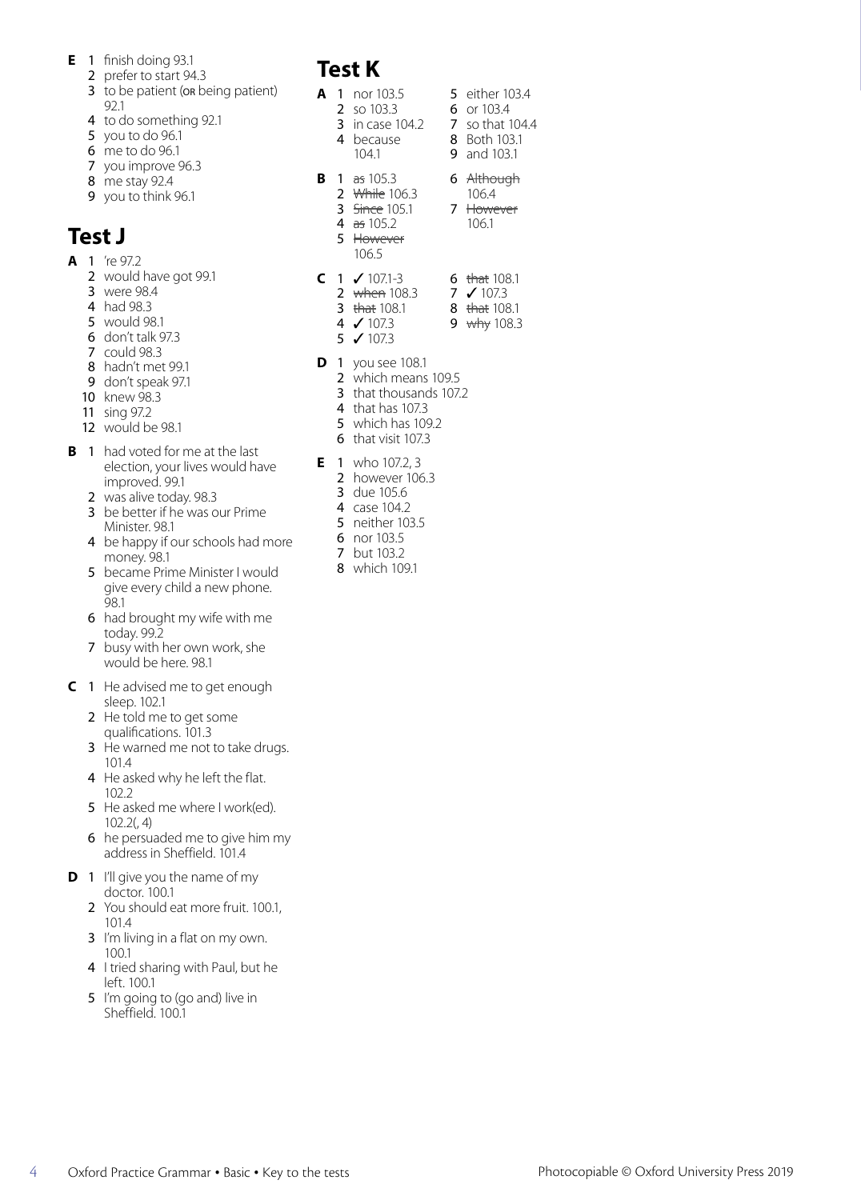**E**
1 finish doing 93.1
2 prefer to start 94.3
3 to be patient (OR being patient) 92.1
4 to do something 92.1
5 you to do 96.1
6 me to do 96.1
7 you improve 96.3
8 me stay 92.4
9 you to think 96.1

## Test J

**A**
1 're 97.2
2 would have got 99.1
3 were 98.4
4 had 98.3
5 would 98.1
6 don't talk 97.3
7 could 98.3
8 hadn't met 99.1
9 don't speak 97.1
10 knew 98.3
11 sing 97.2
12 would be 98.1

**B**
1 had voted for me at the last election, your lives would have improved. 99.1
2 was alive today. 98.3
3 be better if he was our Prime Minister. 98.1
4 be happy if our schools had more money. 98.1
5 became Prime Minister I would give every child a new phone. 98.1
6 had brought my wife with me today. 99.2
7 busy with her own work, she would be here. 98.1

**C**
1 He advised me to get enough sleep. 102.1
2 He told me to get some qualifications. 101.3
3 He warned me not to take drugs. 101.4
4 He asked why he left the flat. 102.2
5 He asked me where I work(ed). 102.2(, 4)
6 he persuaded me to give him my address in Sheffield. 101.4

**D**
1 I'll give you the name of my doctor. 100.1
2 You should eat more fruit. 100.1, 101.4
3 I'm living in a flat on my own. 100.1
4 I tried sharing with Paul, but he left. 100.1
5 I'm going to (go and) live in Sheffield. 100.1

## Test K

**A**
1 nor 103.5
2 so 103.3
3 in case 104.2
4 because 104.1
5 either 103.4
6 or 103.4
7 so that 104.4
8 Both 103.1
9 and 103.1

**B**
1 ~~as~~ 105.3
2 ~~While~~ 106.3
3 ~~Since~~ 105.1
4 ~~as~~ 105.2
5 ~~However~~ 106.5
6 ~~Although~~ 106.4
7 ~~However~~ 106.1

**C**
1 ✓ 107.1-3
2 ~~when~~ 108.3
3 ~~that~~ 108.1
4 ✓ 107.3
5 ✓ 107.3
6 ~~that~~ 108.1
7 ✓ 107.3
8 ~~that~~ 108.1
9 ~~why~~ 108.3

**D**
1 you see 108.1
2 which means 109.5
3 that thousands 107.2
4 that has 107.3
5 which has 109.2
6 that visit 107.3

**E**
1 who 107.2, 3
2 however 106.3
3 due 105.6
4 case 104.2
5 neither 103.5
6 nor 103.5
7 but 103.2
8 which 109.1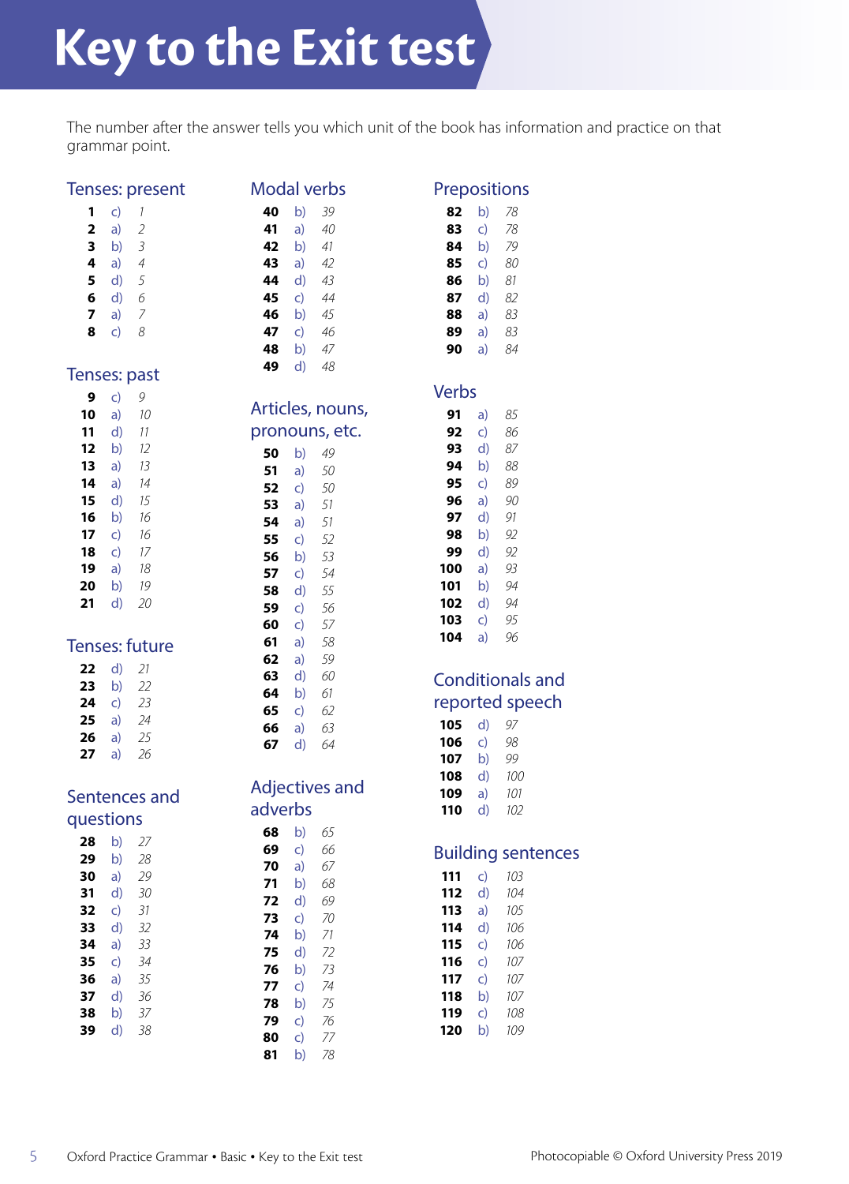# Key to the Exit test

The number after the answer tells you which unit of the book has information and practice on that grammar point.

## Tenses: present

| | | |
|---|---|---|
| **1** | c) | *1* |
| **2** | a) | *2* |
| **3** | b) | *3* |
| **4** | a) | *4* |
| **5** | d) | *5* |
| **6** | d) | *6* |
| **7** | a) | *7* |
| **8** | c) | *8* |

## Tenses: past

| | | |
|---|---|---|
| **9** | c) | *9* |
| **10** | a) | *10* |
| **11** | d) | *11* |
| **12** | b) | *12* |
| **13** | a) | *13* |
| **14** | a) | *14* |
| **15** | d) | *15* |
| **16** | b) | *16* |
| **17** | c) | *16* |
| **18** | c) | *17* |
| **19** | a) | *18* |
| **20** | b) | *19* |
| **21** | d) | *20* |

## Tenses: future

| | | |
|---|---|---|
| **22** | d) | *21* |
| **23** | b) | *22* |
| **24** | c) | *23* |
| **25** | a) | *24* |
| **26** | a) | *25* |
| **27** | a) | *26* |

## Sentences and questions

| | | |
|---|---|---|
| **28** | b) | *27* |
| **29** | b) | *28* |
| **30** | a) | *29* |
| **31** | d) | *30* |
| **32** | c) | *31* |
| **33** | d) | *32* |
| **34** | a) | *33* |
| **35** | c) | *34* |
| **36** | a) | *35* |
| **37** | d) | *36* |
| **38** | b) | *37* |
| **39** | d) | *38* |

## Modal verbs

| | | |
|---|---|---|
| **40** | b) | *39* |
| **41** | a) | *40* |
| **42** | b) | *41* |
| **43** | a) | *42* |
| **44** | d) | *43* |
| **45** | c) | *44* |
| **46** | b) | *45* |
| **47** | c) | *46* |
| **48** | b) | *47* |
| **49** | d) | *48* |

## Articles, nouns, pronouns, etc.

| | | |
|---|---|---|
| **50** | b) | *49* |
| **51** | a) | *50* |
| **52** | c) | *50* |
| **53** | a) | *51* |
| **54** | a) | *51* |
| **55** | c) | *52* |
| **56** | b) | *53* |
| **57** | c) | *54* |
| **58** | d) | *55* |
| **59** | c) | *56* |
| **60** | c) | *57* |
| **61** | a) | *58* |
| **62** | a) | *59* |
| **63** | d) | *60* |
| **64** | b) | *61* |
| **65** | c) | *62* |
| **66** | a) | *63* |
| **67** | d) | *64* |

## Adjectives and adverbs

| | | |
|---|---|---|
| **68** | b) | *65* |
| **69** | c) | *66* |
| **70** | a) | *67* |
| **71** | b) | *68* |
| **72** | d) | *69* |
| **73** | c) | *70* |
| **74** | b) | *71* |
| **75** | d) | *72* |
| **76** | b) | *73* |
| **77** | c) | *74* |
| **78** | b) | *75* |
| **79** | c) | *76* |
| **80** | c) | *77* |
| **81** | b) | *78* |

## Prepositions

| | | |
|---|---|---|
| **82** | b) | *78* |
| **83** | c) | *78* |
| **84** | b) | *79* |
| **85** | c) | *80* |
| **86** | b) | *81* |
| **87** | d) | *82* |
| **88** | a) | *83* |
| **89** | a) | *83* |
| **90** | a) | *84* |

## Verbs

| | | |
|---|---|---|
| **91** | a) | *85* |
| **92** | c) | *86* |
| **93** | d) | *87* |
| **94** | b) | *88* |
| **95** | c) | *89* |
| **96** | a) | *90* |
| **97** | d) | *91* |
| **98** | b) | *92* |
| **99** | d) | *92* |
| **100** | a) | *93* |
| **101** | b) | *94* |
| **102** | d) | *94* |
| **103** | c) | *95* |
| **104** | a) | *96* |

## Conditionals and reported speech

| | | |
|---|---|---|
| **105** | d) | *97* |
| **106** | c) | *98* |
| **107** | b) | *99* |
| **108** | d) | *100* |
| **109** | a) | *101* |
| **110** | d) | *102* |

## Building sentences

| | | |
|---|---|---|
| **111** | c) | *103* |
| **112** | d) | *104* |
| **113** | a) | *105* |
| **114** | d) | *106* |
| **115** | c) | *106* |
| **116** | c) | *107* |
| **117** | c) | *107* |
| **118** | b) | *107* |
| **119** | c) | *108* |
| **120** | b) | *109* |

Oxford Practice Grammar • Basic • Key to the Exit test

Photocopiable © Oxford University Press 2019